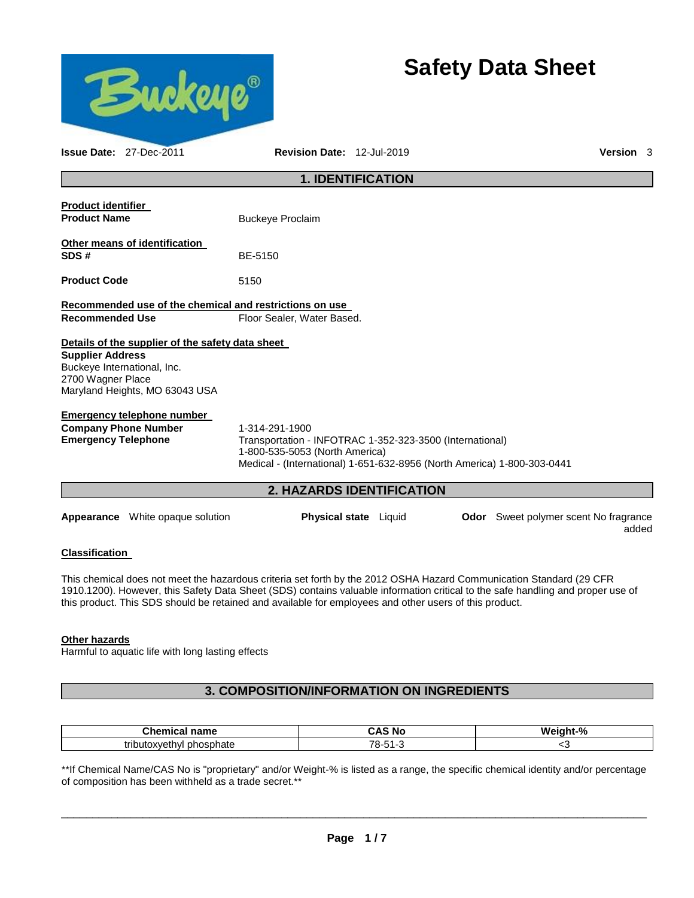# Safety Data Sheet

**Issue Date:** 27-Dec-2011 **Revision Date:** 12-Jul-2019 **Version** 3

## 1. IDENTIFICATION

**Product identifier**

**Product Name** Buckeye Proclaim

**Other means of identification**

**SDS #** BE-5150

**Product Code** 5150

**Recommended use of the chemical and restrictions on use**

**Recommended Use** Floor Sealer, Water Based.

**Details of the supplier of the safety data sheet**

**Supplier Address**
Buckeye International, Inc.
2700 Wagner Place
Maryland Heights, MO 63043 USA

**Emergency telephone number**

**Company Phone Number** 1-314-291-1900

**Emergency Telephone** Transportation - INFOTRAC 1-352-323-3500 (International)
1-800-535-5053 (North America)
Medical - (International) 1-651-632-8956 (North America) 1-800-303-0441

## 2. HAZARDS IDENTIFICATION

**Appearance** White opaque solution **Physical state** Liquid **Odor** Sweet polymer scent No fragrance added

**Classification**

This chemical does not meet the hazardous criteria set forth by the 2012 OSHA Hazard Communication Standard (29 CFR 1910.1200). However, this Safety Data Sheet (SDS) contains valuable information critical to the safe handling and proper use of this product. This SDS should be retained and available for employees and other users of this product.

**Other hazards**

Harmful to aquatic life with long lasting effects

## 3. COMPOSITION/INFORMATION ON INGREDIENTS

| Chemical name | CAS No | Weight-% |
| --- | --- | --- |
| tributoxyethyl phosphate | 78-51-3 | <3 |

**If Chemical Name/CAS No is "proprietary" and/or Weight-% is listed as a range, the specific chemical identity and/or percentage of composition has been withheld as a trade secret.**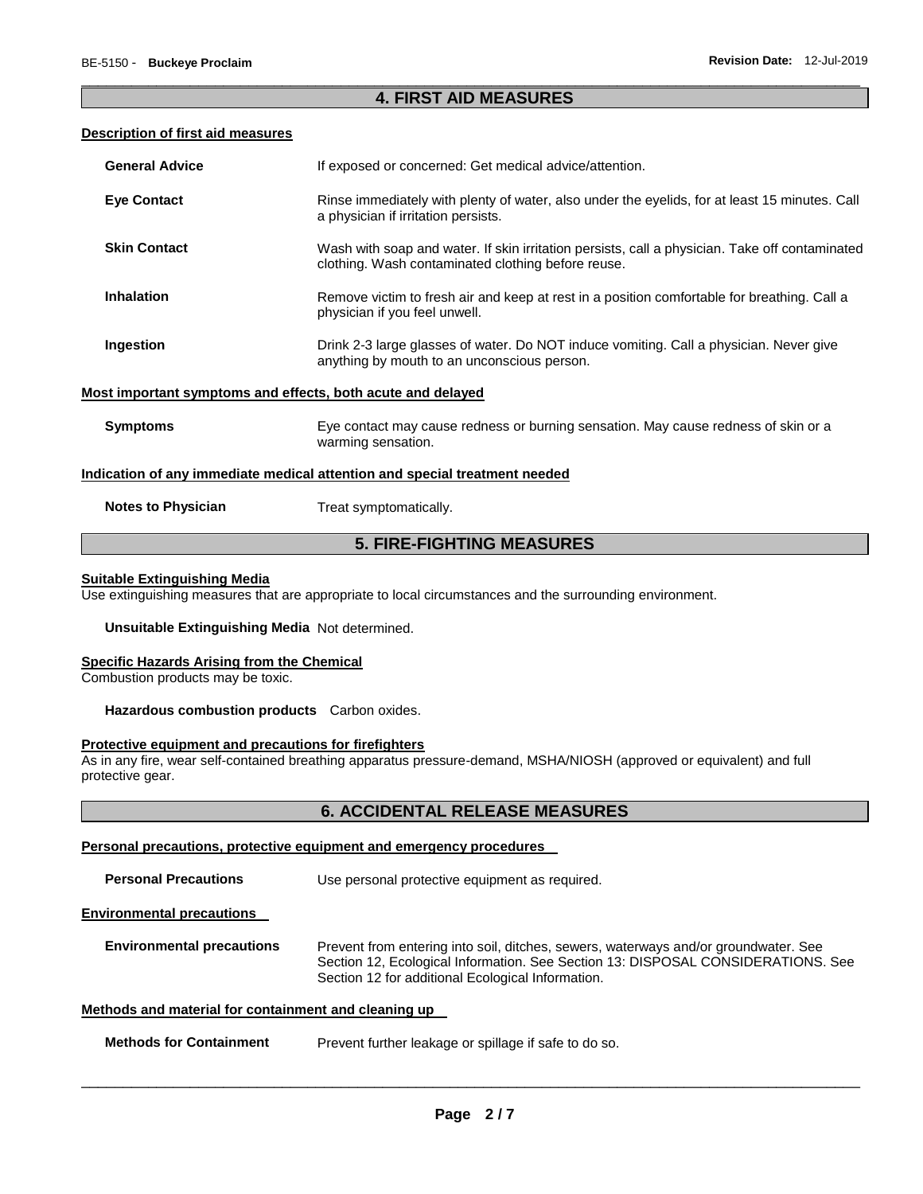## 4. FIRST AID MEASURES

### Description of first aid measures

**General Advice** If exposed or concerned: Get medical advice/attention.

**Eye Contact** Rinse immediately with plenty of water, also under the eyelids, for at least 15 minutes. Call a physician if irritation persists.

**Skin Contact** Wash with soap and water. If skin irritation persists, call a physician. Take off contaminated clothing. Wash contaminated clothing before reuse.

**Inhalation** Remove victim to fresh air and keep at rest in a position comfortable for breathing. Call a physician if you feel unwell.

**Ingestion** Drink 2-3 large glasses of water. Do NOT induce vomiting. Call a physician. Never give anything by mouth to an unconscious person.

### Most important symptoms and effects, both acute and delayed

**Symptoms** Eye contact may cause redness or burning sensation. May cause redness of skin or a warming sensation.

### Indication of any immediate medical attention and special treatment needed

**Notes to Physician** Treat symptomatically.

## 5. FIRE-FIGHTING MEASURES

### Suitable Extinguishing Media

Use extinguishing measures that are appropriate to local circumstances and the surrounding environment.

**Unsuitable Extinguishing Media** Not determined.

### Specific Hazards Arising from the Chemical

Combustion products may be toxic.

**Hazardous combustion products** Carbon oxides.

### Protective equipment and precautions for firefighters

As in any fire, wear self-contained breathing apparatus pressure-demand, MSHA/NIOSH (approved or equivalent) and full protective gear.

## 6. ACCIDENTAL RELEASE MEASURES

### Personal precautions, protective equipment and emergency procedures

**Personal Precautions** Use personal protective equipment as required.

### Environmental precautions

**Environmental precautions** Prevent from entering into soil, ditches, sewers, waterways and/or groundwater. See Section 12, Ecological Information. See Section 13: DISPOSAL CONSIDERATIONS. See Section 12 for additional Ecological Information.

### Methods and material for containment and cleaning up

**Methods for Containment** Prevent further leakage or spillage if safe to do so.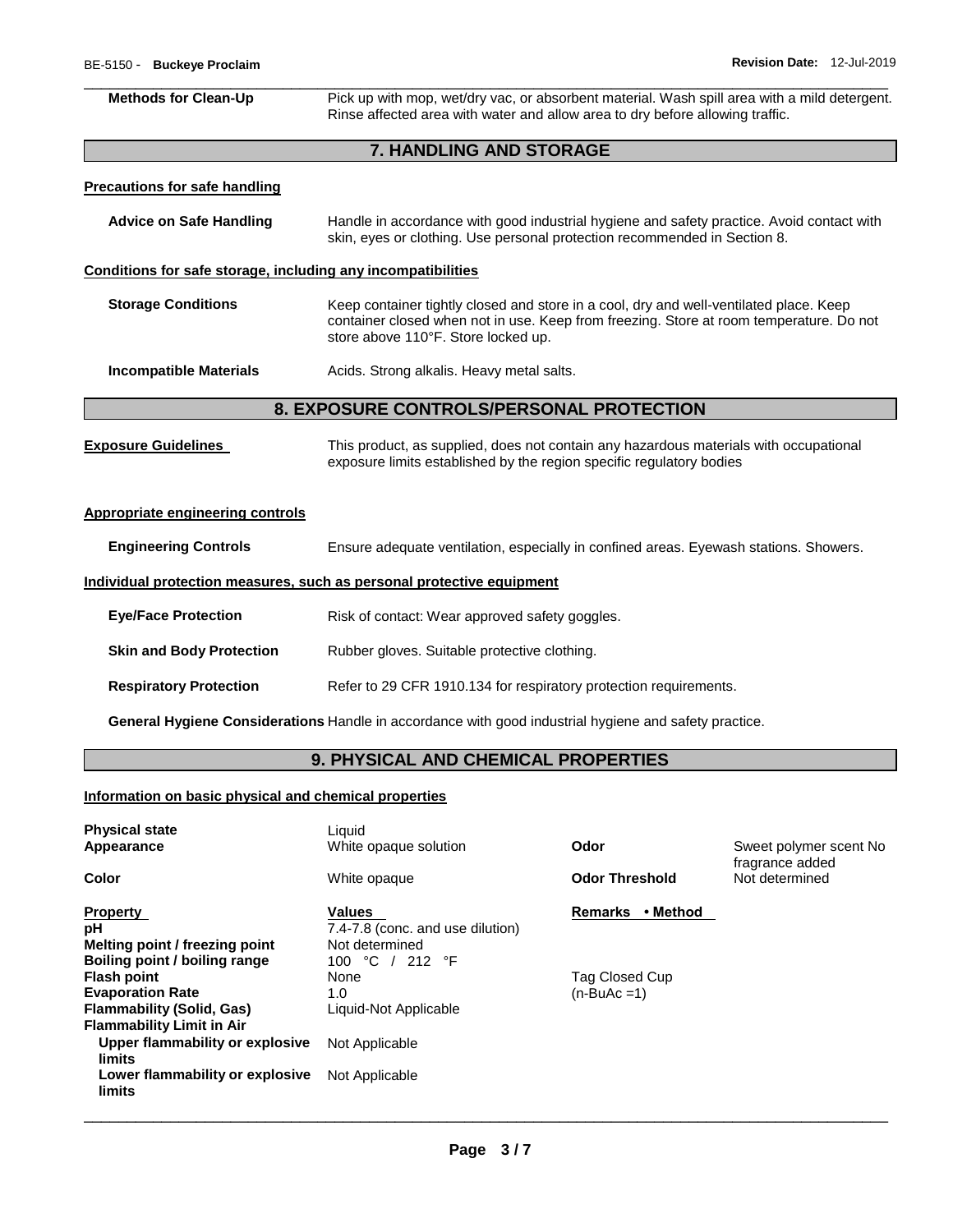**Methods for Clean-Up** Pick up with mop, wet/dry vac, or absorbent material. Wash spill area with a mild detergent. Rinse affected area with water and allow area to dry before allowing traffic.

## 7. HANDLING AND STORAGE

**Precautions for safe handling**

**Advice on Safe Handling** Handle in accordance with good industrial hygiene and safety practice. Avoid contact with skin, eyes or clothing. Use personal protection recommended in Section 8.

**Conditions for safe storage, including any incompatibilities**

**Storage Conditions** Keep container tightly closed and store in a cool, dry and well-ventilated place. Keep container closed when not in use. Keep from freezing. Store at room temperature. Do not store above 110°F. Store locked up.

**Incompatible Materials** Acids. Strong alkalis. Heavy metal salts.

## 8. EXPOSURE CONTROLS/PERSONAL PROTECTION

**Exposure Guidelines** This product, as supplied, does not contain any hazardous materials with occupational exposure limits established by the region specific regulatory bodies

**Appropriate engineering controls**

**Engineering Controls** Ensure adequate ventilation, especially in confined areas. Eyewash stations. Showers.

**Individual protection measures, such as personal protective equipment**

**Eye/Face Protection** Risk of contact: Wear approved safety goggles.

**Skin and Body Protection** Rubber gloves. Suitable protective clothing.

**Respiratory Protection** Refer to 29 CFR 1910.134 for respiratory protection requirements.

**General Hygiene Considerations** Handle in accordance with good industrial hygiene and safety practice.

## 9. PHYSICAL AND CHEMICAL PROPERTIES

**Information on basic physical and chemical properties**

| | | | |
|---|---|---|---|
| **Physical state** | Liquid | | |
| **Appearance** | White opaque solution | **Odor** | Sweet polymer scent No fragrance added |
| **Color** | White opaque | **Odor Threshold** | Not determined |

| **Property** | **Values** | **Remarks • Method** |
|---|---|---|
| **pH** | 7.4-7.8 (conc. and use dilution) | |
| **Melting point / freezing point** | Not determined | |
| **Boiling point / boiling range** | 100 °C / 212 °F | |
| **Flash point** | None | Tag Closed Cup |
| **Evaporation Rate** | 1.0 | (n-BuAc =1) |
| **Flammability (Solid, Gas)** | Liquid-Not Applicable | |
| **Flammability Limit in Air** | | |
| **Upper flammability or explosive limits** | Not Applicable | |
| **Lower flammability or explosive limits** | Not Applicable | |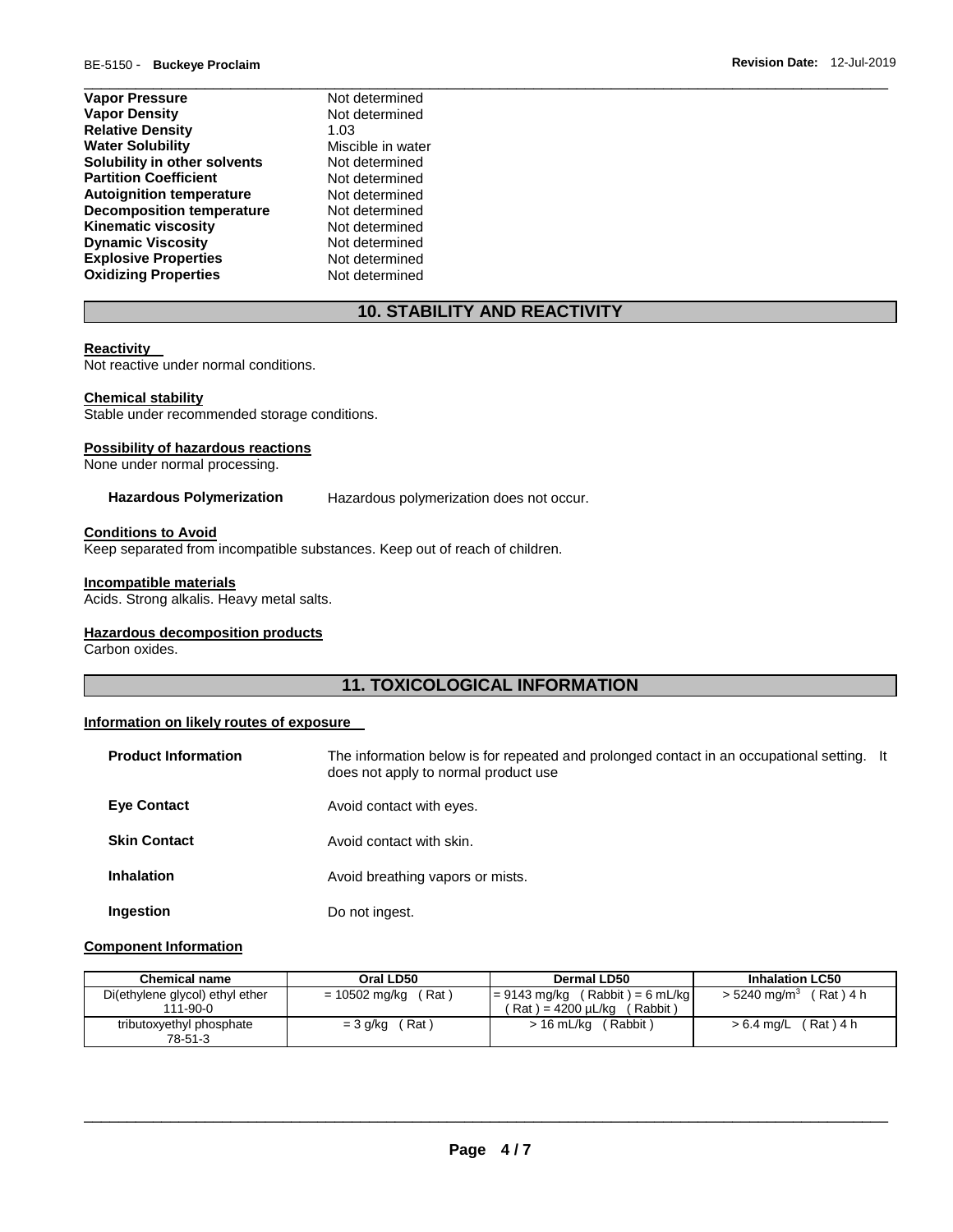| | |
|---|---|
| **Vapor Pressure** | Not determined |
| **Vapor Density** | Not determined |
| **Relative Density** | 1.03 |
| **Water Solubility** | Miscible in water |
| **Solubility in other solvents** | Not determined |
| **Partition Coefficient** | Not determined |
| **Autoignition temperature** | Not determined |
| **Decomposition temperature** | Not determined |
| **Kinematic viscosity** | Not determined |
| **Dynamic Viscosity** | Not determined |
| **Explosive Properties** | Not determined |
| **Oxidizing Properties** | Not determined |

## 10. STABILITY AND REACTIVITY

**Reactivity**

Not reactive under normal conditions.

**Chemical stability**

Stable under recommended storage conditions.

**Possibility of hazardous reactions**

None under normal processing.

**Hazardous Polymerization** Hazardous polymerization does not occur.

**Conditions to Avoid**

Keep separated from incompatible substances. Keep out of reach of children.

**Incompatible materials**

Acids. Strong alkalis. Heavy metal salts.

**Hazardous decomposition products**

Carbon oxides.

## 11. TOXICOLOGICAL INFORMATION

**Information on likely routes of exposure**

**Product Information** The information below is for repeated and prolonged contact in an occupational setting. It does not apply to normal product use

**Eye Contact** Avoid contact with eyes.

**Skin Contact** Avoid contact with skin.

**Inhalation** Avoid breathing vapors or mists.

**Ingestion** Do not ingest.

**Component Information**

| Chemical name | Oral LD50 | Dermal LD50 | Inhalation LC50 |
|---|---|---|---|
| Di(ethylene glycol) ethyl ether 111-90-0 | = 10502 mg/kg ( Rat ) | = 9143 mg/kg ( Rabbit ) = 6 mL/kg ( Rat ) = 4200 µL/kg ( Rabbit ) | > 5240 mg/m$^3$ ( Rat ) 4 h |
| tributoxyethyl phosphate 78-51-3 | = 3 g/kg ( Rat ) | > 16 mL/kg ( Rabbit ) | > 6.4 mg/L ( Rat ) 4 h |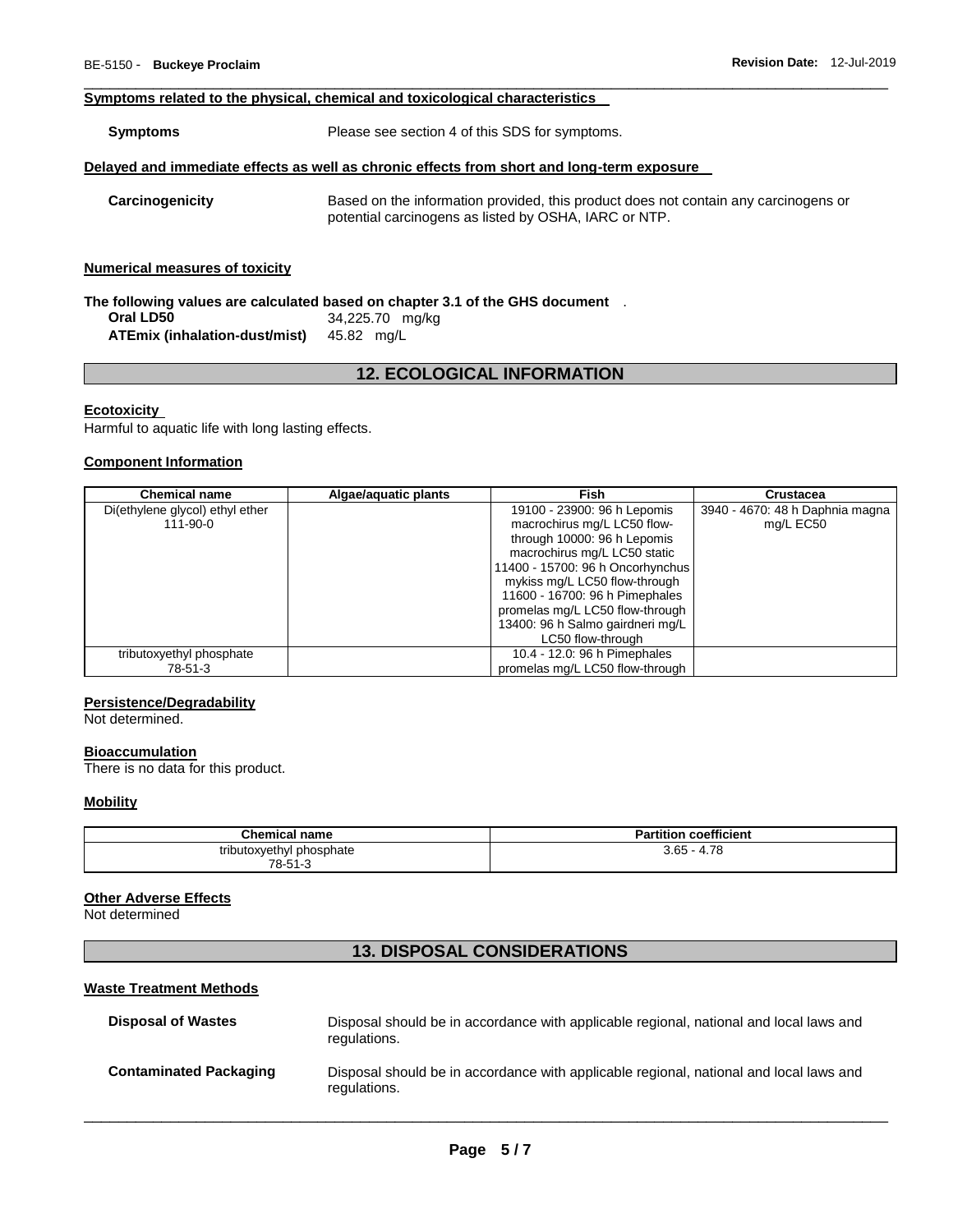#### Symptoms related to the physical, chemical and toxicological characteristics

**Symptoms** Please see section 4 of this SDS for symptoms.

#### Delayed and immediate effects as well as chronic effects from short and long-term exposure

**Carcinogenicity** Based on the information provided, this product does not contain any carcinogens or potential carcinogens as listed by OSHA, IARC or NTP.

#### Numerical measures of toxicity

**The following values are calculated based on chapter 3.1 of the GHS document** .

**Oral LD50** 34,225.70 mg/kg
**ATEmix (inhalation-dust/mist)** 45.82 mg/L

## 12. ECOLOGICAL INFORMATION

#### Ecotoxicity

Harmful to aquatic life with long lasting effects.

#### Component Information

| Chemical name | Algae/aquatic plants | Fish | Crustacea |
|---|---|---|---|
| Di(ethylene glycol) ethyl ether 111-90-0 | | 19100 - 23900: 96 h Lepomis macrochirus mg/L LC50 flow-through 10000: 96 h Lepomis macrochirus mg/L LC50 static 11400 - 15700: 96 h Oncorhynchus mykiss mg/L LC50 flow-through 11600 - 16700: 96 h Pimephales promelas mg/L LC50 flow-through 13400: 96 h Salmo gairdneri mg/L LC50 flow-through | 3940 - 4670: 48 h Daphnia magna mg/L EC50 |
| tributoxyethyl phosphate 78-51-3 | | 10.4 - 12.0: 96 h Pimephales promelas mg/L LC50 flow-through | |

#### Persistence/Degradability

Not determined.

#### Bioaccumulation

There is no data for this product.

#### Mobility

| Chemical name | Partition coefficient |
|---|---|
| tributoxyethyl phosphate 78-51-3 | 3.65 - 4.78 |

#### Other Adverse Effects

Not determined

## 13. DISPOSAL CONSIDERATIONS

#### Waste Treatment Methods

**Disposal of Wastes** Disposal should be in accordance with applicable regional, national and local laws and regulations.

**Contaminated Packaging** Disposal should be in accordance with applicable regional, national and local laws and regulations.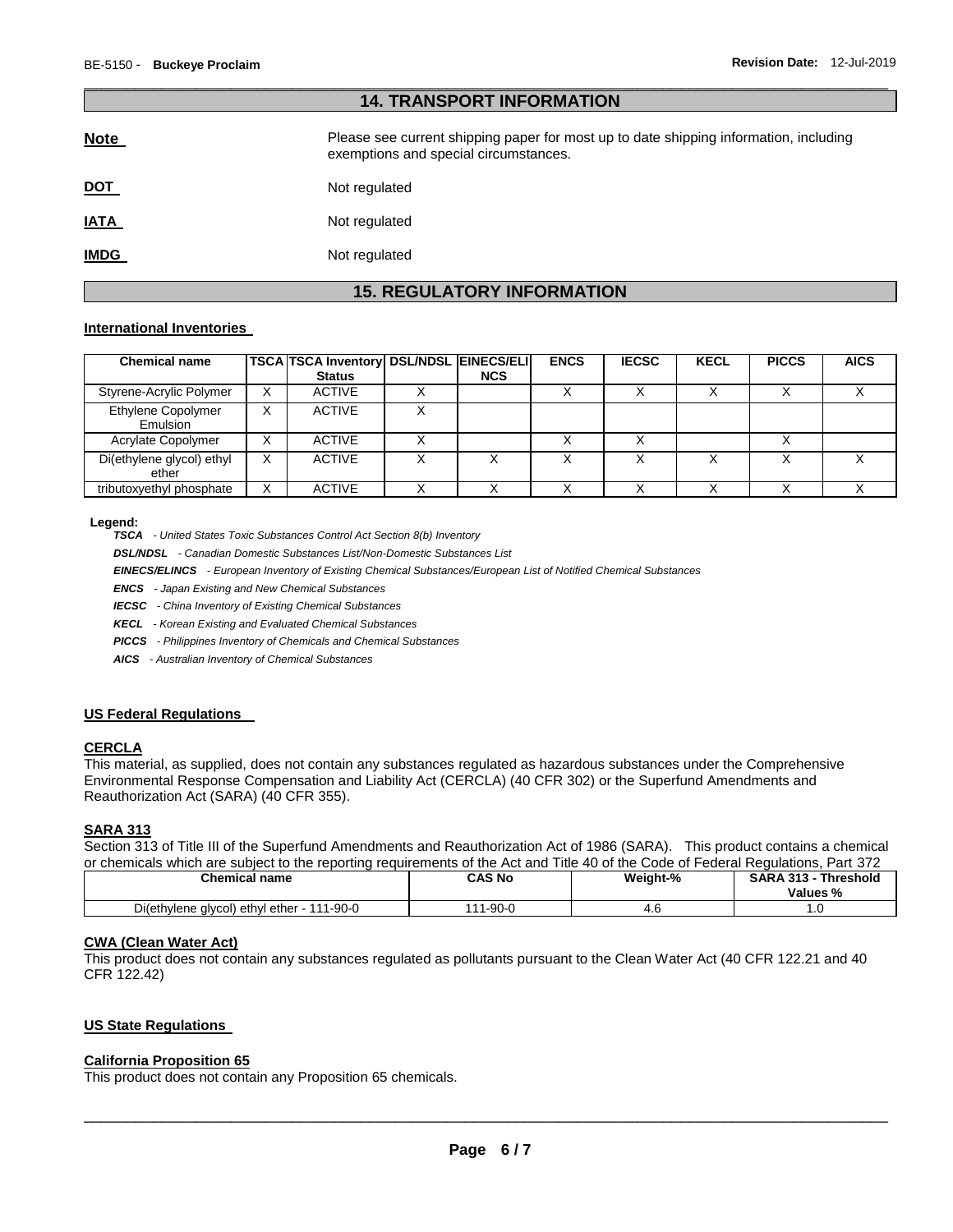## 14. TRANSPORT INFORMATION

**Note** Please see current shipping paper for most up to date shipping information, including exemptions and special circumstances.

**DOT** Not regulated

**IATA** Not regulated

**IMDG** Not regulated

## 15. REGULATORY INFORMATION

### International Inventories

| Chemical name | TSCA | TSCA Inventory Status | DSL/NDSL | EINECS/ELINCS | ENCS | IECSC | KECL | PICCS | AICS |
|---|---|---|---|---|---|---|---|---|---|
| Styrene-Acrylic Polymer | X | ACTIVE | X | | X | X | X | X | X |
| Ethylene Copolymer Emulsion | X | ACTIVE | X | | | | | | |
| Acrylate Copolymer | X | ACTIVE | X | | X | X | | X | |
| Di(ethylene glycol) ethyl ether | X | ACTIVE | X | X | X | X | X | X | X |
| tributoxyethyl phosphate | X | ACTIVE | X | X | X | X | X | X | X |

**Legend:**

***TSCA*** *- United States Toxic Substances Control Act Section 8(b) Inventory*

***DSL/NDSL*** *- Canadian Domestic Substances List/Non-Domestic Substances List*

***EINECS/ELINCS*** *- European Inventory of Existing Chemical Substances/European List of Notified Chemical Substances*

***ENCS*** *- Japan Existing and New Chemical Substances*

***IECSC*** *- China Inventory of Existing Chemical Substances*

***KECL*** *- Korean Existing and Evaluated Chemical Substances*

***PICCS*** *- Philippines Inventory of Chemicals and Chemical Substances*

***AICS*** *- Australian Inventory of Chemical Substances*

### US Federal Regulations

#### CERCLA

This material, as supplied, does not contain any substances regulated as hazardous substances under the Comprehensive Environmental Response Compensation and Liability Act (CERCLA) (40 CFR 302) or the Superfund Amendments and Reauthorization Act (SARA) (40 CFR 355).

#### SARA 313

Section 313 of Title III of the Superfund Amendments and Reauthorization Act of 1986 (SARA). This product contains a chemical or chemicals which are subject to the reporting requirements of the Act and Title 40 of the Code of Federal Regulations, Part 372

| Chemical name | CAS No | Weight-% | SARA 313 - Threshold Values % |
|---|---|---|---|
| Di(ethylene glycol) ethyl ether - 111-90-0 | 111-90-0 | 4.6 | 1.0 |

#### CWA (Clean Water Act)

This product does not contain any substances regulated as pollutants pursuant to the Clean Water Act (40 CFR 122.21 and 40 CFR 122.42)

### US State Regulations

#### California Proposition 65

This product does not contain any Proposition 65 chemicals.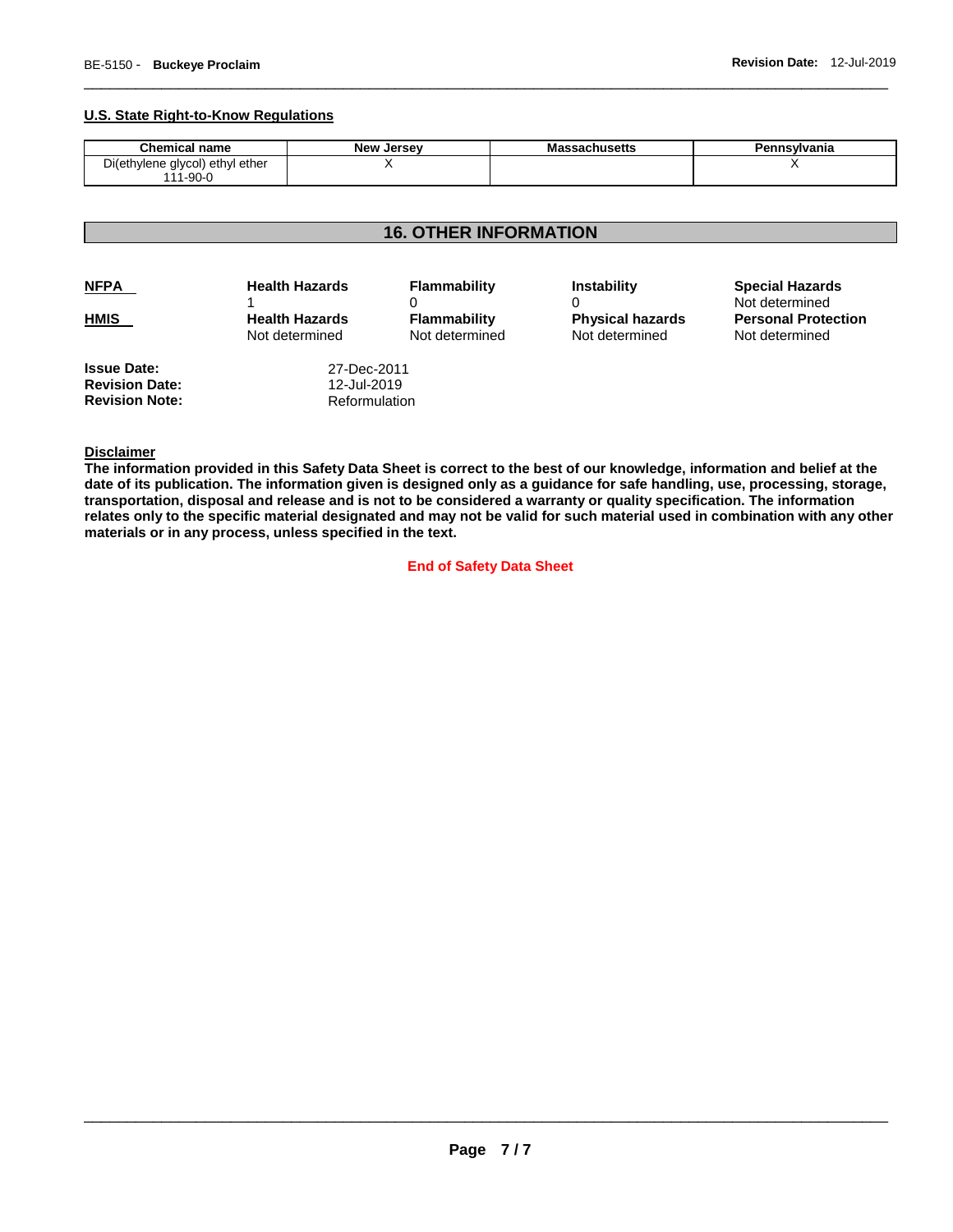### U.S. State Right-to-Know Regulations

| Chemical name | New Jersey | Massachusetts | Pennsylvania |
|---|---|---|---|
| Di(ethylene glycol) ethyl ether 111-90-0 | X | | X |

## 16. OTHER INFORMATION

| | | | | |
|---|---|---|---|---|
| **NFPA** | **Health Hazards** 1 | **Flammability** 0 | **Instability** 0 | **Special Hazards** Not determined |
| **HMIS** | **Health Hazards** Not determined | **Flammability** Not determined | **Physical hazards** Not determined | **Personal Protection** Not determined |

**Issue Date:** 27-Dec-2011
**Revision Date:** 12-Jul-2019
**Revision Note:** Reformulation

**Disclaimer**

**The information provided in this Safety Data Sheet is correct to the best of our knowledge, information and belief at the date of its publication. The information given is designed only as a guidance for safe handling, use, processing, storage, transportation, disposal and release and is not to be considered a warranty or quality specification. The information relates only to the specific material designated and may not be valid for such material used in combination with any other materials or in any process, unless specified in the text.**

**End of Safety Data Sheet**